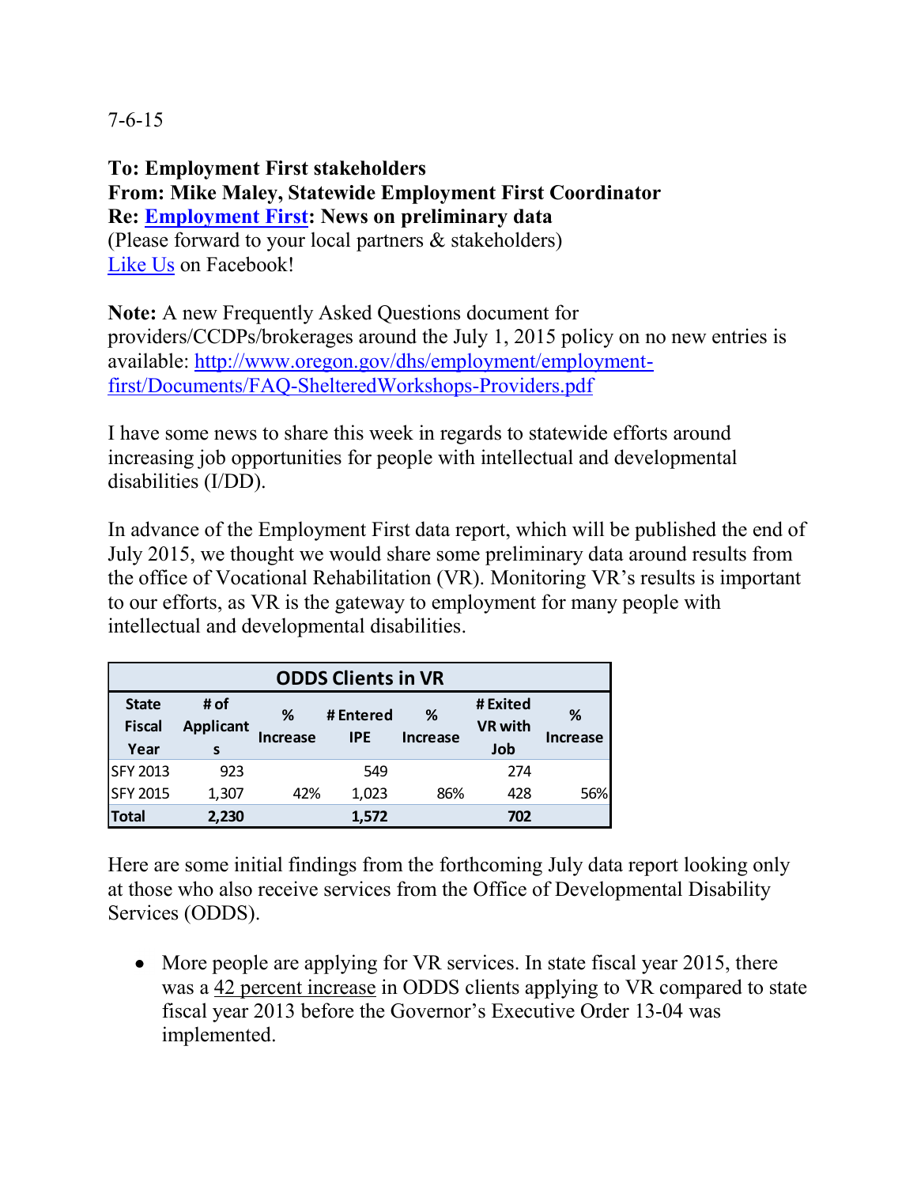7-6-15

**To: Employment First stakeholders**
**From: Mike Maley, Statewide Employment First Coordinator**
**Re: Employment First: News on preliminary data**
(Please forward to your local partners & stakeholders)
Like Us on Facebook!

**Note:** A new Frequently Asked Questions document for providers/CCDPs/brokerages around the July 1, 2015 policy on no new entries is available: http://www.oregon.gov/dhs/employment/employment-first/Documents/FAQ-ShelteredWorkshops-Providers.pdf

I have some news to share this week in regards to statewide efforts around increasing job opportunities for people with intellectual and developmental disabilities (I/DD).

In advance of the Employment First data report, which will be published the end of July 2015, we thought we would share some preliminary data around results from the office of Vocational Rehabilitation (VR). Monitoring VR's results is important to our efforts, as VR is the gateway to employment for many people with intellectual and developmental disabilities.

| ODDS Clients in VR | | | | | | |
|---|---|---|---|---|---|---|
| State Fiscal Year | # of Applicants | % Increase | # Entered IPE | % Increase | # Exited VR with Job | % Increase |
| SFY 2013 | 923 | | 549 | | 274 | |
| SFY 2015 | 1,307 | 42% | 1,023 | 86% | 428 | 56% |
| **Total** | **2,230** | | **1,572** | | **702** | |

Here are some initial findings from the forthcoming July data report looking only at those who also receive services from the Office of Developmental Disability Services (ODDS).

- More people are applying for VR services. In state fiscal year 2015, there was a 42 percent increase in ODDS clients applying to VR compared to state fiscal year 2013 before the Governor's Executive Order 13-04 was implemented.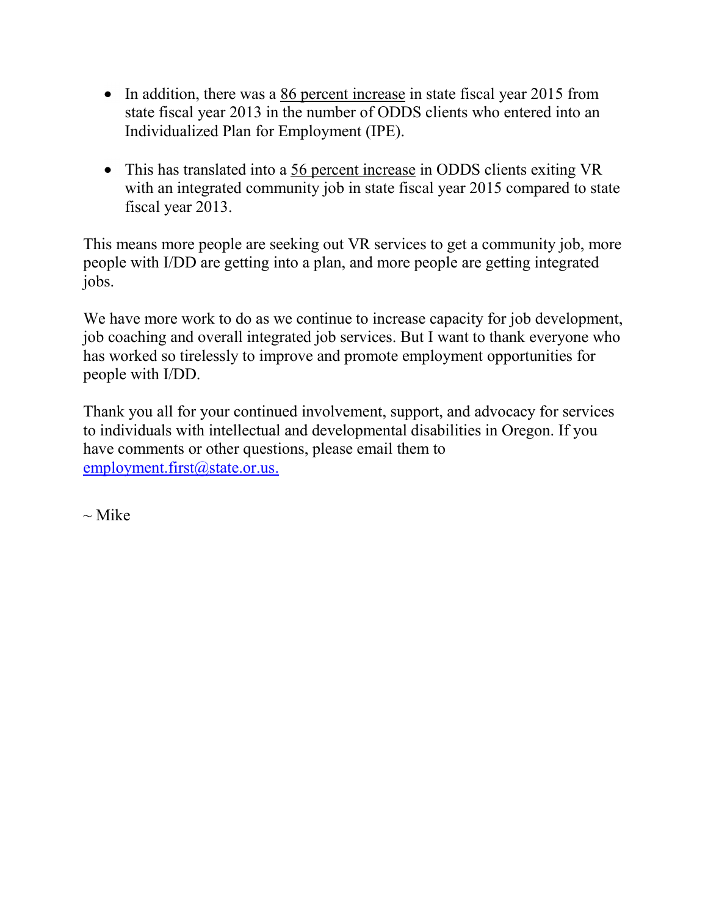- In addition, there was a 86 percent increase in state fiscal year 2015 from state fiscal year 2013 in the number of ODDS clients who entered into an Individualized Plan for Employment (IPE).

- This has translated into a 56 percent increase in ODDS clients exiting VR with an integrated community job in state fiscal year 2015 compared to state fiscal year 2013.

This means more people are seeking out VR services to get a community job, more people with I/DD are getting into a plan, and more people are getting integrated jobs.

We have more work to do as we continue to increase capacity for job development, job coaching and overall integrated job services. But I want to thank everyone who has worked so tirelessly to improve and promote employment opportunities for people with I/DD.

Thank you all for your continued involvement, support, and advocacy for services to individuals with intellectual and developmental disabilities in Oregon. If you have comments or other questions, please email them to employment.first@state.or.us.

~ Mike